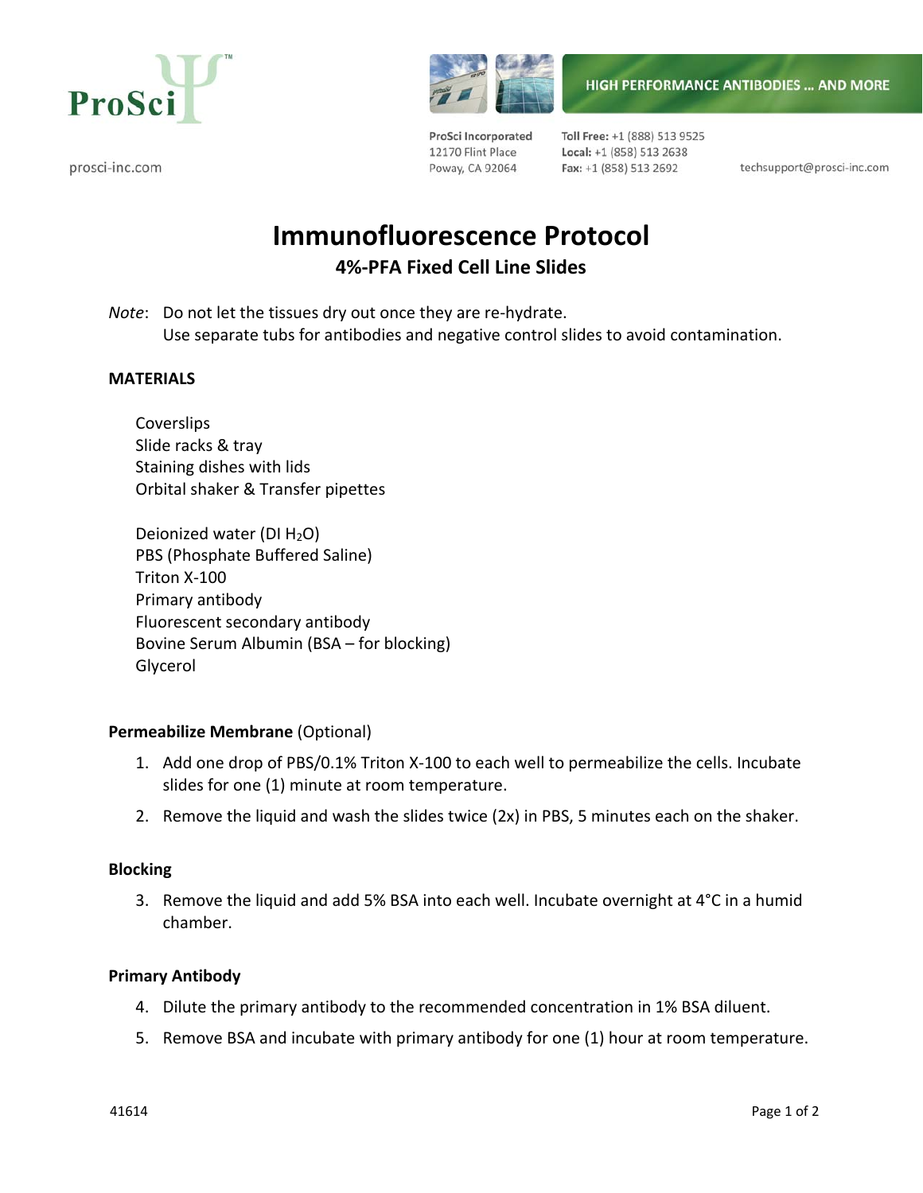ProSci™

prosci-inc.com

ProSci Incorporated
12170 Flint Place
Poway, CA 92064

**Toll Free:** +1 (888) 513 9525
**Local:** +1 (858) 513 2638
**Fax:** +1 (858) 513 2692

techsupport@prosci-inc.com

HIGH PERFORMANCE ANTIBODIES … AND MORE

# Immunofluorescence Protocol

## 4%-PFA Fixed Cell Line Slides

*Note*: Do not let the tissues dry out once they are re-hydrate.
Use separate tubs for antibodies and negative control slides to avoid contamination.

**MATERIALS**

Coverslips
Slide racks & tray
Staining dishes with lids
Orbital shaker & Transfer pipettes

Deionized water (DI $H_2O$)
PBS (Phosphate Buffered Saline)
Triton X-100
Primary antibody
Fluorescent secondary antibody
Bovine Serum Albumin (BSA – for blocking)
Glycerol

**Permeabilize Membrane** (Optional)

1. Add one drop of PBS/0.1% Triton X-100 to each well to permeabilize the cells. Incubate slides for one (1) minute at room temperature.
2. Remove the liquid and wash the slides twice (2x) in PBS, 5 minutes each on the shaker.

**Blocking**

3. Remove the liquid and add 5% BSA into each well. Incubate overnight at 4°C in a humid chamber.

**Primary Antibody**

4. Dilute the primary antibody to the recommended concentration in 1% BSA diluent.
5. Remove BSA and incubate with primary antibody for one (1) hour at room temperature.

41614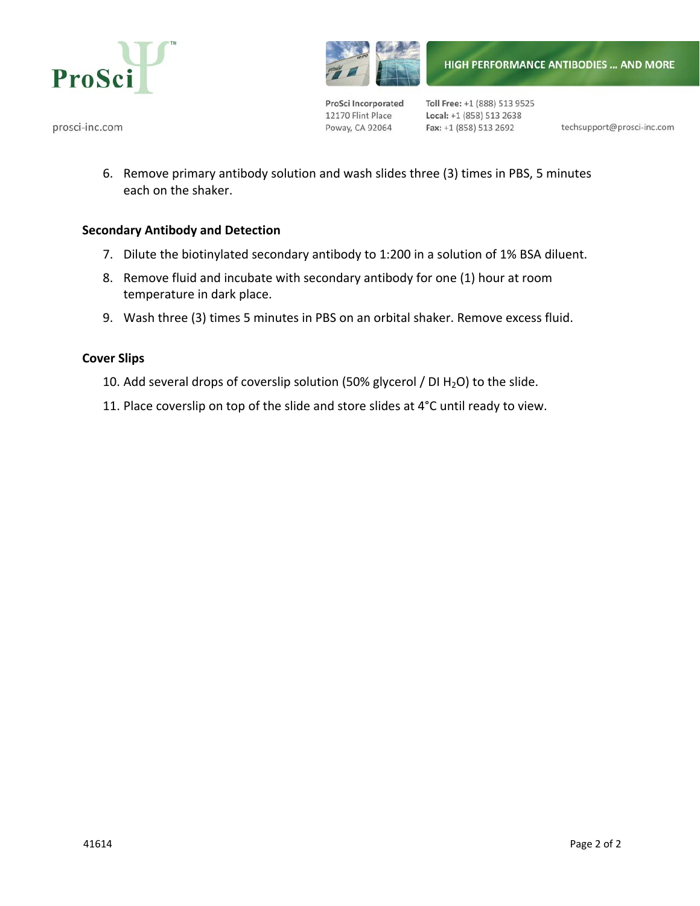6. Remove primary antibody solution and wash slides three (3) times in PBS, 5 minutes each on the shaker.

**Secondary Antibody and Detection**

7. Dilute the biotinylated secondary antibody to 1:200 in a solution of 1% BSA diluent.
8. Remove fluid and incubate with secondary antibody for one (1) hour at room temperature in dark place.
9. Wash three (3) times 5 minutes in PBS on an orbital shaker. Remove excess fluid.

**Cover Slips**

10. Add several drops of coverslip solution (50% glycerol / DI $H_2O$) to the slide.
11. Place coverslip on top of the slide and store slides at 4°C until ready to view.